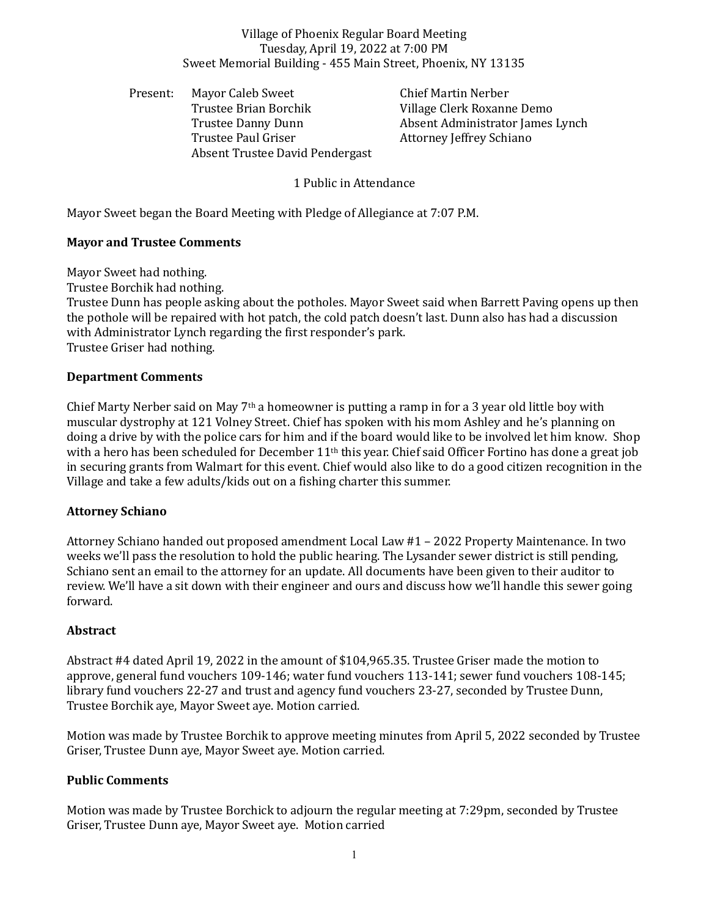Village of Phoenix Regular Board Meeting
Tuesday, April 19, 2022 at 7:00 PM
Sweet Memorial Building - 455 Main Street, Phoenix, NY 13135

Present: Mayor Caleb Sweet
Trustee Brian Borchik
Trustee Danny Dunn
Trustee Paul Griser
Absent Trustee David Pendergast
Chief Martin Nerber
Village Clerk Roxanne Demo
Absent Administrator James Lynch
Attorney Jeffrey Schiano

1 Public in Attendance

Mayor Sweet began the Board Meeting with Pledge of Allegiance at 7:07 P.M.

**Mayor and Trustee Comments**

Mayor Sweet had nothing.
Trustee Borchik had nothing.
Trustee Dunn has people asking about the potholes. Mayor Sweet said when Barrett Paving opens up then the pothole will be repaired with hot patch, the cold patch doesn't last. Dunn also has had a discussion with Administrator Lynch regarding the first responder's park.
Trustee Griser had nothing.

**Department Comments**

Chief Marty Nerber said on May 7th a homeowner is putting a ramp in for a 3 year old little boy with muscular dystrophy at 121 Volney Street. Chief has spoken with his mom Ashley and he's planning on doing a drive by with the police cars for him and if the board would like to be involved let him know. Shop with a hero has been scheduled for December 11th this year. Chief said Officer Fortino has done a great job in securing grants from Walmart for this event. Chief would also like to do a good citizen recognition in the Village and take a few adults/kids out on a fishing charter this summer.

**Attorney Schiano**

Attorney Schiano handed out proposed amendment Local Law #1 – 2022 Property Maintenance. In two weeks we'll pass the resolution to hold the public hearing. The Lysander sewer district is still pending, Schiano sent an email to the attorney for an update. All documents have been given to their auditor to review. We'll have a sit down with their engineer and ours and discuss how we'll handle this sewer going forward.

**Abstract**

Abstract #4 dated April 19, 2022 in the amount of $104,965.35. Trustee Griser made the motion to approve, general fund vouchers 109-146; water fund vouchers 113-141; sewer fund vouchers 108-145; library fund vouchers 22-27 and trust and agency fund vouchers 23-27, seconded by Trustee Dunn, Trustee Borchik aye, Mayor Sweet aye. Motion carried.

Motion was made by Trustee Borchik to approve meeting minutes from April 5, 2022 seconded by Trustee Griser, Trustee Dunn aye, Mayor Sweet aye. Motion carried.

**Public Comments**

Motion was made by Trustee Borchick to adjourn the regular meeting at 7:29pm, seconded by Trustee Griser, Trustee Dunn aye, Mayor Sweet aye. Motion carried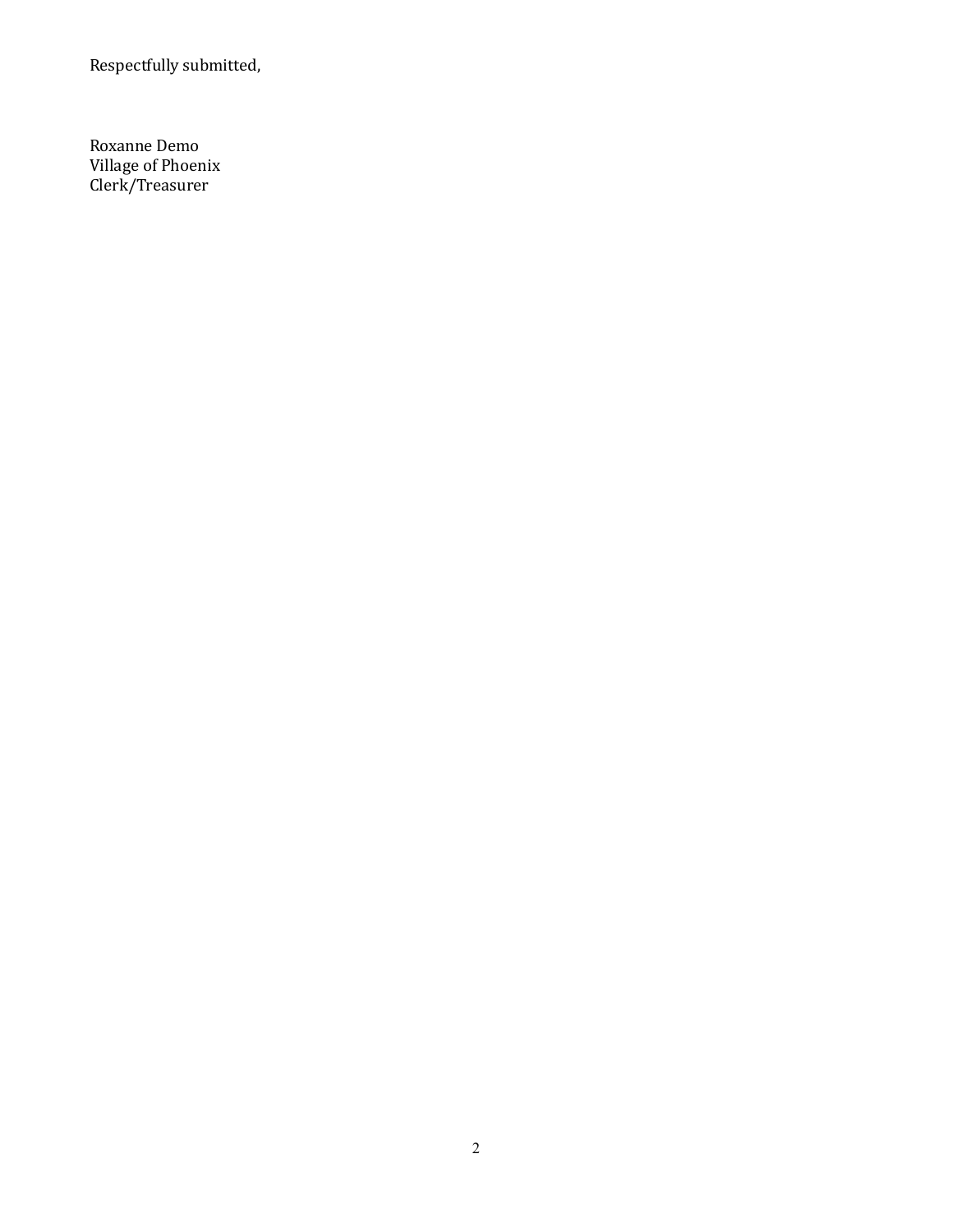Respectfully submitted,

Roxanne Demo
Village of Phoenix
Clerk/Treasurer